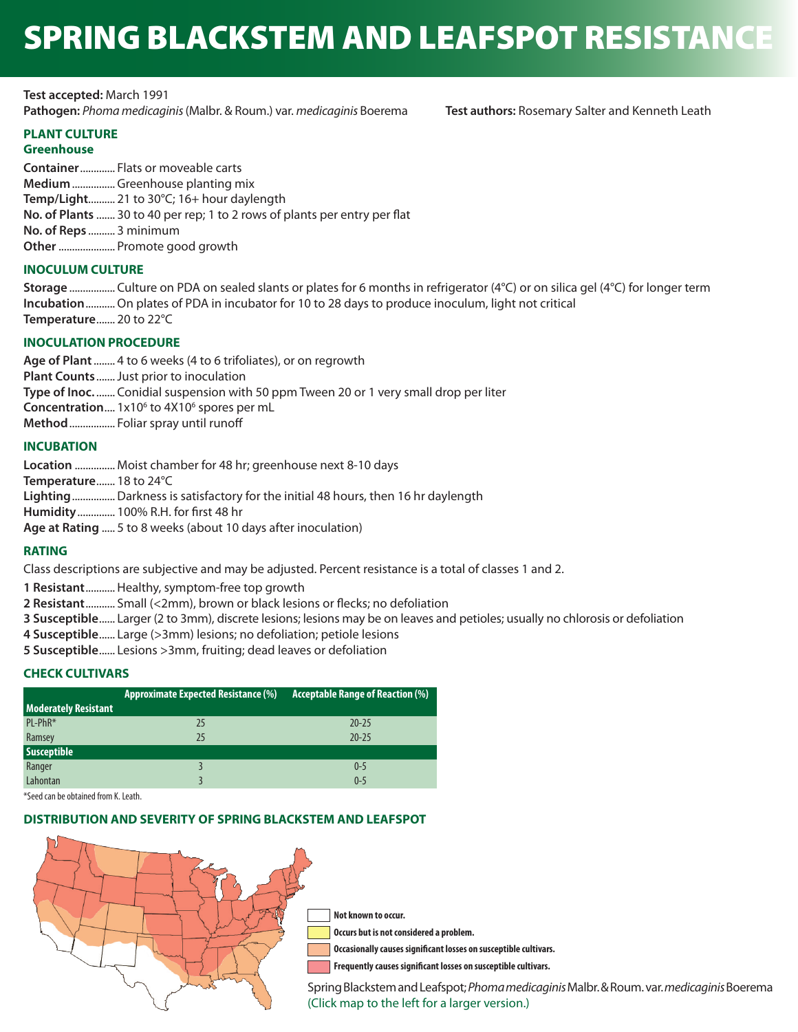# SPRING BLACKSTEM AND LEAFSPOT RESISTANCE

**Test accepted:** March 1991
**Pathogen:** *Phoma medicaginis* (Malbr. & Roum.) var. *medicaginis* Boerema **Test authors:** Rosemary Salter and Kenneth Leath

## PLANT CULTURE

### Greenhouse

**Container**............ Flats or moveable carts
**Medium**................ Greenhouse planting mix
**Temp/Light**.......... 21 to 30°C; 16+ hour daylength
**No. of Plants** ....... 30 to 40 per rep; 1 to 2 rows of plants per entry per flat
**No. of Reps** .......... 3 minimum
**Other** ..................... Promote good growth

## INOCULUM CULTURE

**Storage** ................. Culture on PDA on sealed slants or plates for 6 months in refrigerator (4°C) or on silica gel (4°C) for longer term
**Incubation**........... On plates of PDA in incubator for 10 to 28 days to produce inoculum, light not critical
**Temperature**....... 20 to 22°C

## INOCULATION PROCEDURE

**Age of Plant**........ 4 to 6 weeks (4 to 6 trifoliates), or on regrowth
**Plant Counts**....... Just prior to inoculation
**Type of Inoc.**....... Conidial suspension with 50 ppm Tween 20 or 1 very small drop per liter
**Concentration**.... $1x10^6$ to $4X10^6$ spores per mL
**Method**................. Foliar spray until runoff

## INCUBATION

**Location** ............... Moist chamber for 48 hr; greenhouse next 8-10 days
**Temperature**....... 18 to 24°C
**Lighting**................ Darkness is satisfactory for the initial 48 hours, then 16 hr daylength
**Humidity**.............. 100% R.H. for first 48 hr
**Age at Rating** ..... 5 to 8 weeks (about 10 days after inoculation)

## RATING

Class descriptions are subjective and may be adjusted. Percent resistance is a total of classes 1 and 2.

**1 Resistant**........... Healthy, symptom-free top growth
**2 Resistant**........... Small (<2mm), brown or black lesions or flecks; no defoliation
**3 Susceptible**...... Larger (2 to 3mm), discrete lesions; lesions may be on leaves and petioles; usually no chlorosis or defoliation
**4 Susceptible**...... Large (>3mm) lesions; no defoliation; petiole lesions
**5 Susceptible**...... Lesions >3mm, fruiting; dead leaves or defoliation

## CHECK CULTIVARS

| | Approximate Expected Resistance (%) | Acceptable Range of Reaction (%) |
|---|---|---|
| **Moderately Resistant** | | |
| PL-PhR* | 25 | 20-25 |
| Ramsey | 25 | 20-25 |
| **Susceptible** | | |
| Ranger | 3 | 0-5 |
| Lahontan | 3 | 0-5 |

*Seed can be obtained from K. Leath.

## DISTRIBUTION AND SEVERITY OF SPRING BLACKSTEM AND LEAFSPOT

Not known to occur.
Occurs but is not considered a problem.
Occasionally causes significant losses on susceptible cultivars.
Frequently causes significant losses on susceptible cultivars.

Spring Blackstem and Leafspot; *Phoma medicaginis* Malbr. & Roum. var. *medicaginis* Boerema
(Click map to the left for a larger version.)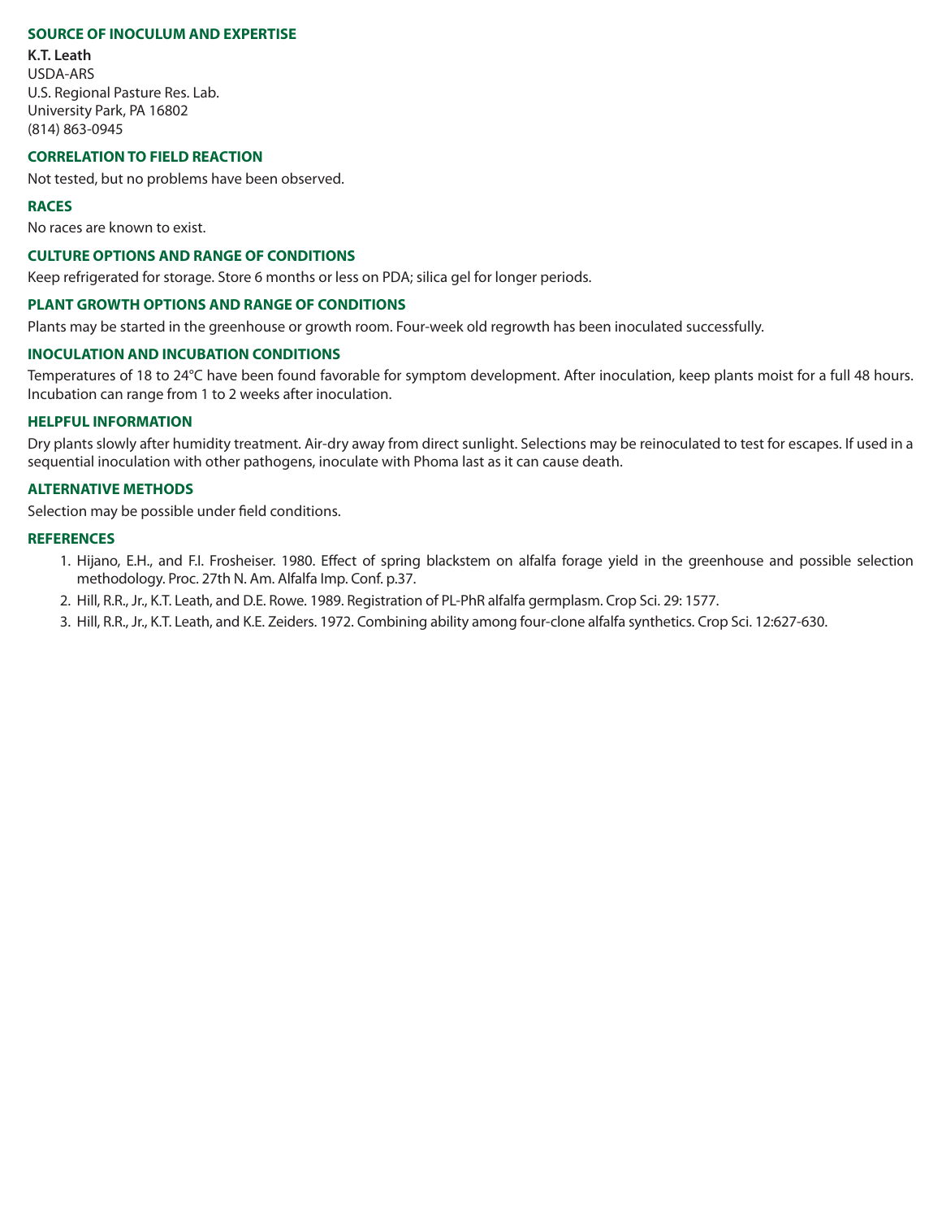## SOURCE OF INOCULUM AND EXPERTISE

**K.T. Leath**
USDA-ARS
U.S. Regional Pasture Res. Lab.
University Park, PA 16802
(814) 863-0945

## CORRELATION TO FIELD REACTION

Not tested, but no problems have been observed.

## RACES

No races are known to exist.

## CULTURE OPTIONS AND RANGE OF CONDITIONS

Keep refrigerated for storage. Store 6 months or less on PDA; silica gel for longer periods.

## PLANT GROWTH OPTIONS AND RANGE OF CONDITIONS

Plants may be started in the greenhouse or growth room. Four-week old regrowth has been inoculated successfully.

## INOCULATION AND INCUBATION CONDITIONS

Temperatures of 18 to 24°C have been found favorable for symptom development. After inoculation, keep plants moist for a full 48 hours. Incubation can range from 1 to 2 weeks after inoculation.

## HELPFUL INFORMATION

Dry plants slowly after humidity treatment. Air-dry away from direct sunlight. Selections may be reinoculated to test for escapes. If used in a sequential inoculation with other pathogens, inoculate with Phoma last as it can cause death.

## ALTERNATIVE METHODS

Selection may be possible under field conditions.

## REFERENCES

1. Hijano, E.H., and F.I. Frosheiser. 1980. Effect of spring blackstem on alfalfa forage yield in the greenhouse and possible selection methodology. Proc. 27th N. Am. Alfalfa Imp. Conf. p.37.
2. Hill, R.R., Jr., K.T. Leath, and D.E. Rowe. 1989. Registration of PL-PhR alfalfa germplasm. Crop Sci. 29: 1577.
3. Hill, R.R., Jr., K.T. Leath, and K.E. Zeiders. 1972. Combining ability among four-clone alfalfa synthetics. Crop Sci. 12:627-630.